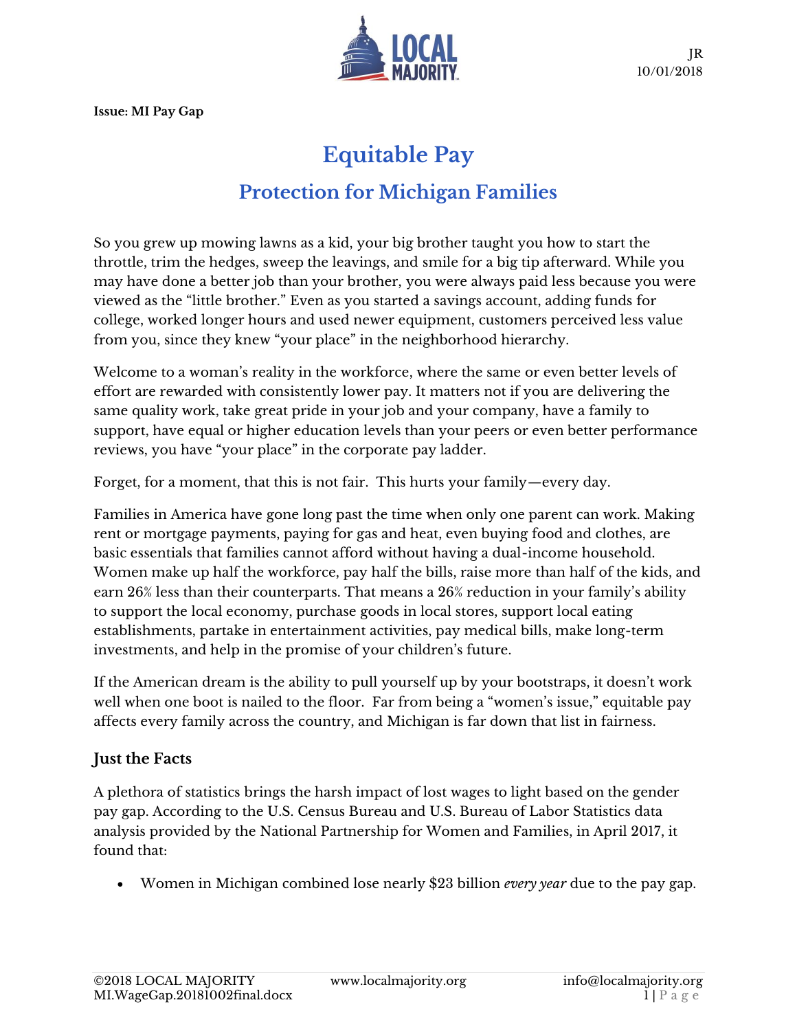JR
10/01/2018

**Issue: MI Pay Gap**

# Equitable Pay

## Protection for Michigan Families

So you grew up mowing lawns as a kid, your big brother taught you how to start the throttle, trim the hedges, sweep the leavings, and smile for a big tip afterward. While you may have done a better job than your brother, you were always paid less because you were viewed as the "little brother." Even as you started a savings account, adding funds for college, worked longer hours and used newer equipment, customers perceived less value from you, since they knew "your place" in the neighborhood hierarchy.

Welcome to a woman's reality in the workforce, where the same or even better levels of effort are rewarded with consistently lower pay. It matters not if you are delivering the same quality work, take great pride in your job and your company, have a family to support, have equal or higher education levels than your peers or even better performance reviews, you have "your place" in the corporate pay ladder.

Forget, for a moment, that this is not fair. This hurts your family—every day.

Families in America have gone long past the time when only one parent can work. Making rent or mortgage payments, paying for gas and heat, even buying food and clothes, are basic essentials that families cannot afford without having a dual-income household. Women make up half the workforce, pay half the bills, raise more than half of the kids, and earn 26% less than their counterparts. That means a 26% reduction in your family's ability to support the local economy, purchase goods in local stores, support local eating establishments, partake in entertainment activities, pay medical bills, make long-term investments, and help in the promise of your children's future.

If the American dream is the ability to pull yourself up by your bootstraps, it doesn't work well when one boot is nailed to the floor. Far from being a "women's issue," equitable pay affects every family across the country, and Michigan is far down that list in fairness.

### Just the Facts

A plethora of statistics brings the harsh impact of lost wages to light based on the gender pay gap. According to the U.S. Census Bureau and U.S. Bureau of Labor Statistics data analysis provided by the National Partnership for Women and Families, in April 2017, it found that:

- Women in Michigan combined lose nearly $23 billion *every year* due to the pay gap.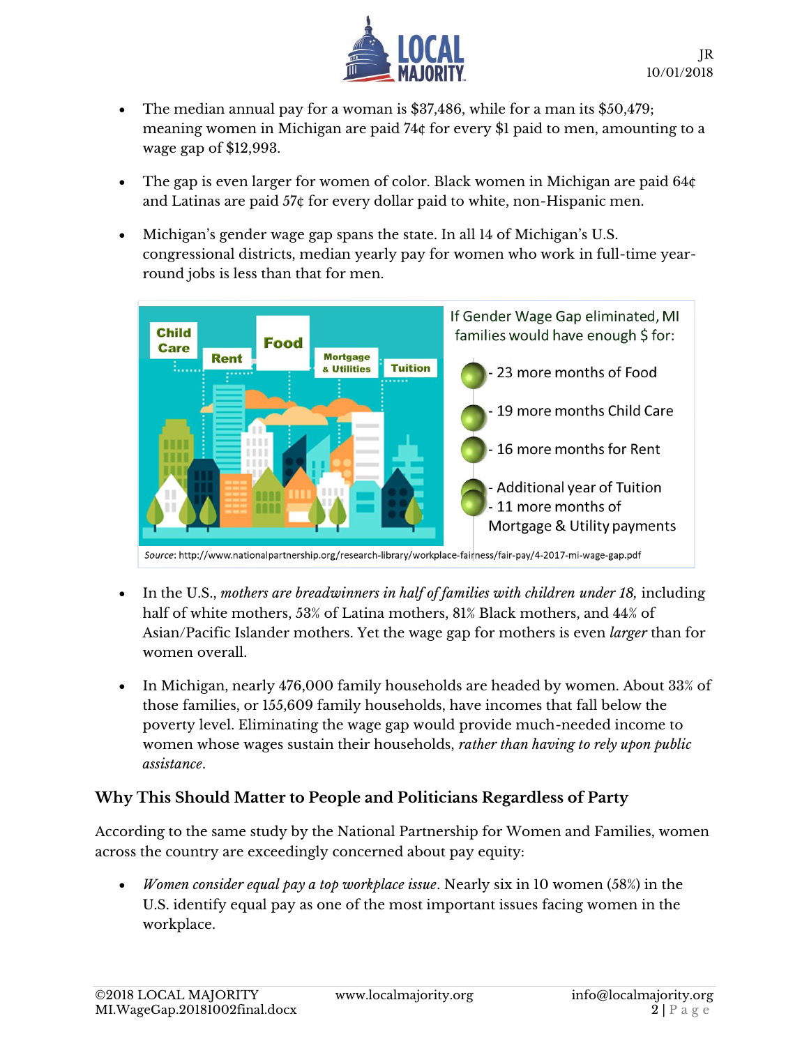- The median annual pay for a woman is $37,486, while for a man its $50,479; meaning women in Michigan are paid 74¢ for every $1 paid to men, amounting to a wage gap of $12,993.

- The gap is even larger for women of color. Black women in Michigan are paid 64¢ and Latinas are paid 57¢ for every dollar paid to white, non-Hispanic men.

- Michigan's gender wage gap spans the state. In all 14 of Michigan's U.S. congressional districts, median yearly pay for women who work in full-time year-round jobs is less than that for men.

If Gender Wage Gap eliminated, MI families would have enough $ for:

- 23 more months of Food
- 19 more months Child Care
- 16 more months for Rent
- Additional year of Tuition
- 11 more months of Mortgage & Utility payments

*Source*: http://www.nationalpartnership.org/research-library/workplace-fairness/fair-pay/4-2017-mi-wage-gap.pdf

- In the U.S., *mothers are breadwinners in half of families with children under 18,* including half of white mothers, 53% of Latina mothers, 81% Black mothers, and 44% of Asian/Pacific Islander mothers. Yet the wage gap for mothers is even *larger* than for women overall.

- In Michigan, nearly 476,000 family households are headed by women. About 33% of those families, or 155,609 family households, have incomes that fall below the poverty level. Eliminating the wage gap would provide much-needed income to women whose wages sustain their households, *rather than having to rely upon public assistance*.

### Why This Should Matter to People and Politicians Regardless of Party

According to the same study by the National Partnership for Women and Families, women across the country are exceedingly concerned about pay equity:

- *Women consider equal pay a top workplace issue*. Nearly six in 10 women (58%) in the U.S. identify equal pay as one of the most important issues facing women in the workplace.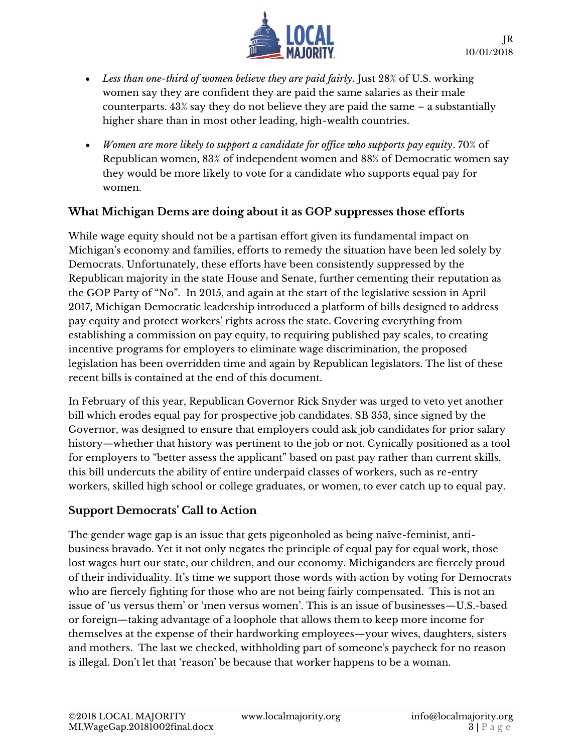- *Less than one-third of women believe they are paid fairly*. Just 28% of U.S. working women say they are confident they are paid the same salaries as their male counterparts. 43% say they do not believe they are paid the same – a substantially higher share than in most other leading, high-wealth countries.

- *Women are more likely to support a candidate for office who supports pay equity*. 70% of Republican women, 83% of independent women and 88% of Democratic women say they would be more likely to vote for a candidate who supports equal pay for women.

### What Michigan Dems are doing about it as GOP suppresses those efforts

While wage equity should not be a partisan effort given its fundamental impact on Michigan's economy and families, efforts to remedy the situation have been led solely by Democrats. Unfortunately, these efforts have been consistently suppressed by the Republican majority in the state House and Senate, further cementing their reputation as the GOP Party of "No". In 2015, and again at the start of the legislative session in April 2017, Michigan Democratic leadership introduced a platform of bills designed to address pay equity and protect workers' rights across the state. Covering everything from establishing a commission on pay equity, to requiring published pay scales, to creating incentive programs for employers to eliminate wage discrimination, the proposed legislation has been overridden time and again by Republican legislators. The list of these recent bills is contained at the end of this document.

In February of this year, Republican Governor Rick Snyder was urged to veto yet another bill which erodes equal pay for prospective job candidates. SB 353, since signed by the Governor, was designed to ensure that employers could ask job candidates for prior salary history—whether that history was pertinent to the job or not. Cynically positioned as a tool for employers to "better assess the applicant" based on past pay rather than current skills, this bill undercuts the ability of entire underpaid classes of workers, such as re-entry workers, skilled high school or college graduates, or women, to ever catch up to equal pay.

### Support Democrats' Call to Action

The gender wage gap is an issue that gets pigeonholed as being naïve-feminist, anti-business bravado. Yet it not only negates the principle of equal pay for equal work, those lost wages hurt our state, our children, and our economy. Michiganders are fiercely proud of their individuality. It's time we support those words with action by voting for Democrats who are fiercely fighting for those who are not being fairly compensated. This is not an issue of 'us versus them' or 'men versus women'. This is an issue of businesses—U.S.-based or foreign—taking advantage of a loophole that allows them to keep more income for themselves at the expense of their hardworking employees—your wives, daughters, sisters and mothers. The last we checked, withholding part of someone's paycheck for no reason is illegal. Don't let that 'reason' be because that worker happens to be a woman.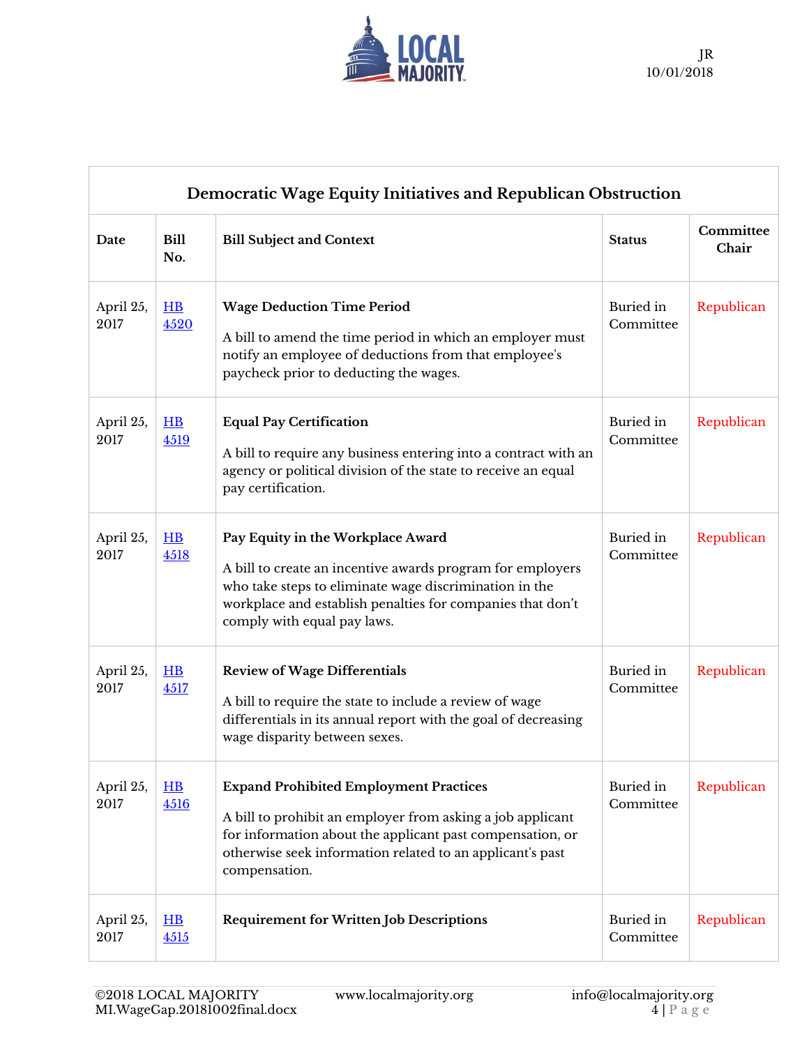| Democratic Wage Equity Initiatives and Republican Obstruction | | | | |
|---|---|---|---|---|
| **Date** | **Bill No.** | **Bill Subject and Context** | **Status** | **Committee Chair** |
| April 25, 2017 | HB 4520 | **Wage Deduction Time Period**<br><br>A bill to amend the time period in which an employer must notify an employee of deductions from that employee's paycheck prior to deducting the wages. | Buried in Committee | Republican |
| April 25, 2017 | HB 4519 | **Equal Pay Certification**<br><br>A bill to require any business entering into a contract with an agency or political division of the state to receive an equal pay certification. | Buried in Committee | Republican |
| April 25, 2017 | HB 4518 | **Pay Equity in the Workplace Award**<br><br>A bill to create an incentive awards program for employers who take steps to eliminate wage discrimination in the workplace and establish penalties for companies that don't comply with equal pay laws. | Buried in Committee | Republican |
| April 25, 2017 | HB 4517 | **Review of Wage Differentials**<br><br>A bill to require the state to include a review of wage differentials in its annual report with the goal of decreasing wage disparity between sexes. | Buried in Committee | Republican |
| April 25, 2017 | HB 4516 | **Expand Prohibited Employment Practices**<br><br>A bill to prohibit an employer from asking a job applicant for information about the applicant past compensation, or otherwise seek information related to an applicant's past compensation. | Buried in Committee | Republican |
| April 25, 2017 | HB 4515 | **Requirement for Written Job Descriptions** | Buried in Committee | Republican |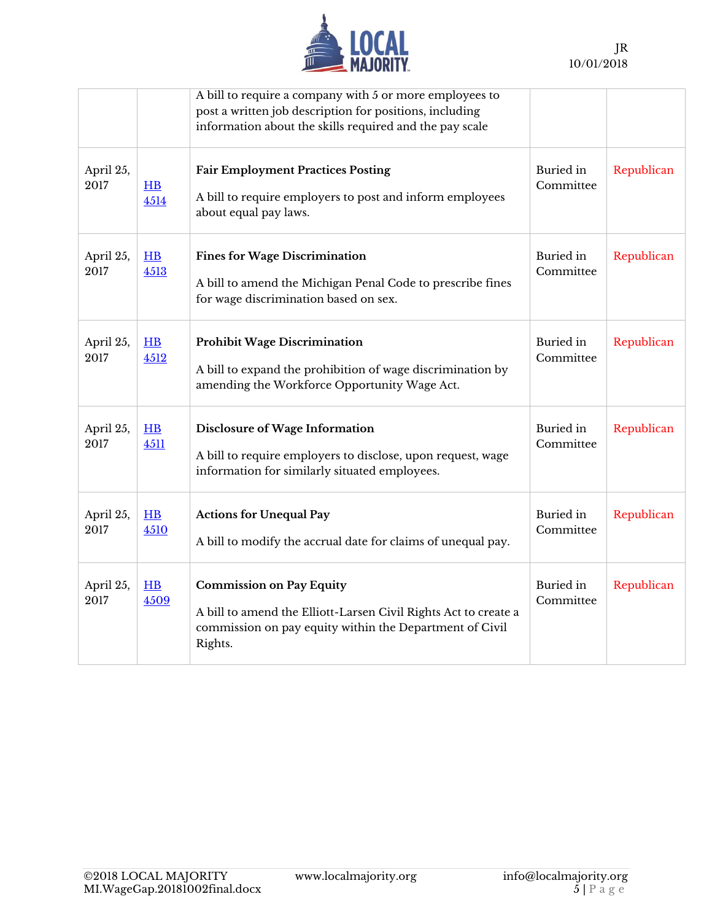| | | | | |
|---|---|---|---|---|
| | | A bill to require a company with 5 or more employees to post a written job description for positions, including information about the skills required and the pay scale | | |
| April 25, 2017 | HB 4514 | **Fair Employment Practices Posting**<br><br>A bill to require employers to post and inform employees about equal pay laws. | Buried in Committee | Republican |
| April 25, 2017 | HB 4513 | **Fines for Wage Discrimination**<br><br>A bill to amend the Michigan Penal Code to prescribe fines for wage discrimination based on sex. | Buried in Committee | Republican |
| April 25, 2017 | HB 4512 | **Prohibit Wage Discrimination**<br><br>A bill to expand the prohibition of wage discrimination by amending the Workforce Opportunity Wage Act. | Buried in Committee | Republican |
| April 25, 2017 | HB 4511 | **Disclosure of Wage Information**<br><br>A bill to require employers to disclose, upon request, wage information for similarly situated employees. | Buried in Committee | Republican |
| April 25, 2017 | HB 4510 | **Actions for Unequal Pay**<br><br>A bill to modify the accrual date for claims of unequal pay. | Buried in Committee | Republican |
| April 25, 2017 | HB 4509 | **Commission on Pay Equity**<br><br>A bill to amend the Elliott-Larsen Civil Rights Act to create a commission on pay equity within the Department of Civil Rights. | Buried in Committee | Republican |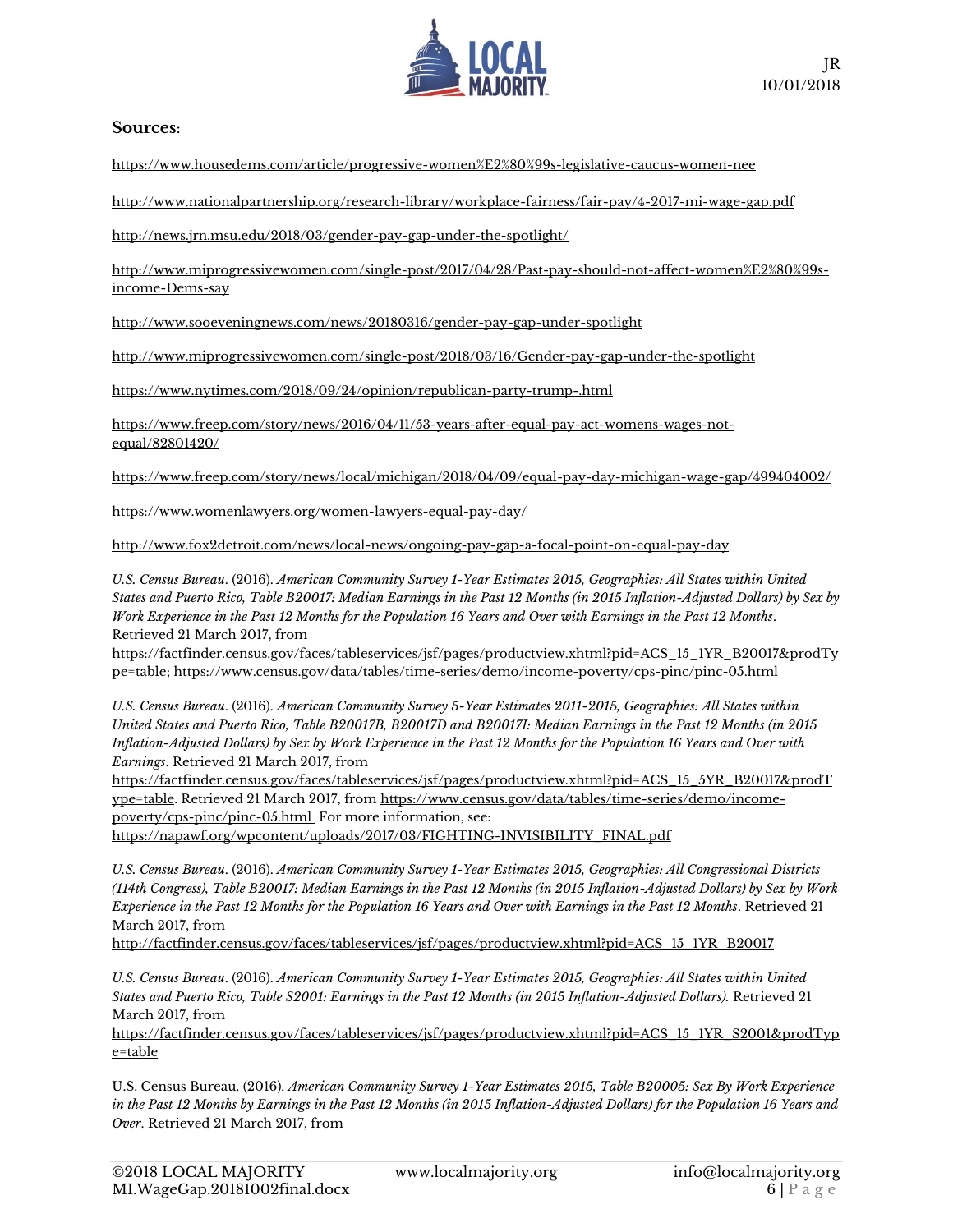**Sources**:

https://www.housedems.com/article/progressive-women%E2%80%99s-legislative-caucus-women-nee

http://www.nationalpartnership.org/research-library/workplace-fairness/fair-pay/4-2017-mi-wage-gap.pdf

http://news.jrn.msu.edu/2018/03/gender-pay-gap-under-the-spotlight/

http://www.miprogressivewomen.com/single-post/2017/04/28/Past-pay-should-not-affect-women%E2%80%99s-income-Dems-say

http://www.sooeveningnews.com/news/20180316/gender-pay-gap-under-spotlight

http://www.miprogressivewomen.com/single-post/2018/03/16/Gender-pay-gap-under-the-spotlight

https://www.nytimes.com/2018/09/24/opinion/republican-party-trump-.html

https://www.freep.com/story/news/2016/04/11/53-years-after-equal-pay-act-womens-wages-not-equal/82801420/

https://www.freep.com/story/news/local/michigan/2018/04/09/equal-pay-day-michigan-wage-gap/499404002/

https://www.womenlawyers.org/women-lawyers-equal-pay-day/

http://www.fox2detroit.com/news/local-news/ongoing-pay-gap-a-focal-point-on-equal-pay-day

*U.S. Census Bureau*. (2016). *American Community Survey 1-Year Estimates 2015, Geographies: All States within United States and Puerto Rico, Table B20017: Median Earnings in the Past 12 Months (in 2015 Inflation-Adjusted Dollars) by Sex by Work Experience in the Past 12 Months for the Population 16 Years and Over with Earnings in the Past 12 Months*. Retrieved 21 March 2017, from https://factfinder.census.gov/faces/tableservices/jsf/pages/productview.xhtml?pid=ACS_15_1YR_B20017&prodType=table; https://www.census.gov/data/tables/time-series/demo/income-poverty/cps-pinc/pinc-05.html

*U.S. Census Bureau*. (2016). *American Community Survey 5-Year Estimates 2011-2015, Geographies: All States within United States and Puerto Rico, Table B20017B, B20017D and B20017I: Median Earnings in the Past 12 Months (in 2015 Inflation-Adjusted Dollars) by Sex by Work Experience in the Past 12 Months for the Population 16 Years and Over with Earnings*. Retrieved 21 March 2017, from https://factfinder.census.gov/faces/tableservices/jsf/pages/productview.xhtml?pid=ACS_15_5YR_B20017&prodType=table. Retrieved 21 March 2017, from https://www.census.gov/data/tables/time-series/demo/income-poverty/cps-pinc/pinc-05.html For more information, see: https://napawf.org/wpcontent/uploads/2017/03/FIGHTING-INVISIBILITY_FINAL.pdf

*U.S. Census Bureau*. (2016). *American Community Survey 1-Year Estimates 2015, Geographies: All Congressional Districts (114th Congress), Table B20017: Median Earnings in the Past 12 Months (in 2015 Inflation-Adjusted Dollars) by Sex by Work Experience in the Past 12 Months for the Population 16 Years and Over with Earnings in the Past 12 Months*. Retrieved 21 March 2017, from http://factfinder.census.gov/faces/tableservices/jsf/pages/productview.xhtml?pid=ACS_15_1YR_B20017

*U.S. Census Bureau*. (2016). *American Community Survey 1-Year Estimates 2015, Geographies: All States within United States and Puerto Rico, Table S2001: Earnings in the Past 12 Months (in 2015 Inflation-Adjusted Dollars).* Retrieved 21 March 2017, from https://factfinder.census.gov/faces/tableservices/jsf/pages/productview.xhtml?pid=ACS_15_1YR_S2001&prodType=table

U.S. Census Bureau. (2016). *American Community Survey 1-Year Estimates 2015, Table B20005: Sex By Work Experience in the Past 12 Months by Earnings in the Past 12 Months (in 2015 Inflation-Adjusted Dollars) for the Population 16 Years and Over*. Retrieved 21 March 2017, from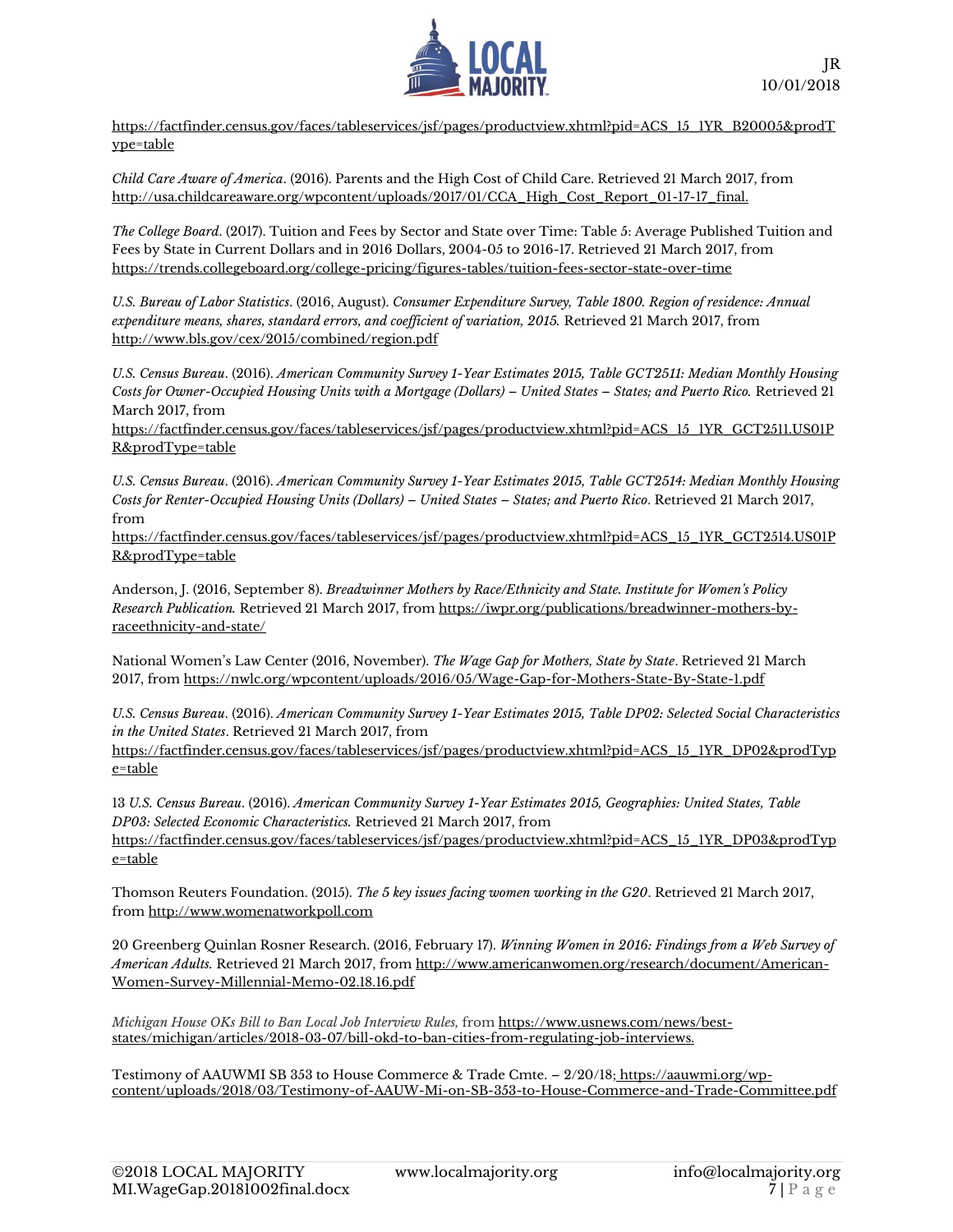https://factfinder.census.gov/faces/tableservices/jsf/pages/productview.xhtml?pid=ACS_15_1YR_B20005&prodType=table

*Child Care Aware of America*. (2016). Parents and the High Cost of Child Care. Retrieved 21 March 2017, from http://usa.childcareaware.org/wpcontent/uploads/2017/01/CCA_High_Cost_Report_01-17-17_final.

*The College Board*. (2017). Tuition and Fees by Sector and State over Time: Table 5: Average Published Tuition and Fees by State in Current Dollars and in 2016 Dollars, 2004-05 to 2016-17. Retrieved 21 March 2017, from https://trends.collegeboard.org/college-pricing/figures-tables/tuition-fees-sector-state-over-time

*U.S. Bureau of Labor Statistics*. (2016, August). *Consumer Expenditure Survey, Table 1800. Region of residence: Annual expenditure means, shares, standard errors, and coefficient of variation, 2015.* Retrieved 21 March 2017, from http://www.bls.gov/cex/2015/combined/region.pdf

*U.S. Census Bureau*. (2016). *American Community Survey 1-Year Estimates 2015, Table GCT2511: Median Monthly Housing Costs for Owner-Occupied Housing Units with a Mortgage (Dollars) – United States – States; and Puerto Rico.* Retrieved 21 March 2017, from
https://factfinder.census.gov/faces/tableservices/jsf/pages/productview.xhtml?pid=ACS_15_1YR_GCT2511.US01PR&prodType=table

*U.S. Census Bureau*. (2016). *American Community Survey 1-Year Estimates 2015, Table GCT2514: Median Monthly Housing Costs for Renter-Occupied Housing Units (Dollars) – United States – States; and Puerto Rico*. Retrieved 21 March 2017, from
https://factfinder.census.gov/faces/tableservices/jsf/pages/productview.xhtml?pid=ACS_15_1YR_GCT2514.US01PR&prodType=table

Anderson, J. (2016, September 8). *Breadwinner Mothers by Race/Ethnicity and State. Institute for Women's Policy Research Publication.* Retrieved 21 March 2017, from https://iwpr.org/publications/breadwinner-mothers-by-raceethnicity-and-state/

National Women's Law Center (2016, November). *The Wage Gap for Mothers, State by State*. Retrieved 21 March 2017, from https://nwlc.org/wpcontent/uploads/2016/05/Wage-Gap-for-Mothers-State-By-State-1.pdf

*U.S. Census Bureau*. (2016). *American Community Survey 1-Year Estimates 2015, Table DP02: Selected Social Characteristics in the United States*. Retrieved 21 March 2017, from
https://factfinder.census.gov/faces/tableservices/jsf/pages/productview.xhtml?pid=ACS_15_1YR_DP02&prodType=table

13 *U.S. Census Bureau*. (2016). *American Community Survey 1-Year Estimates 2015, Geographies: United States, Table DP03: Selected Economic Characteristics.* Retrieved 21 March 2017, from
https://factfinder.census.gov/faces/tableservices/jsf/pages/productview.xhtml?pid=ACS_15_1YR_DP03&prodType=table

Thomson Reuters Foundation. (2015). *The 5 key issues facing women working in the G20*. Retrieved 21 March 2017, from http://www.womenatworkpoll.com

20 Greenberg Quinlan Rosner Research. (2016, February 17). *Winning Women in 2016: Findings from a Web Survey of American Adults.* Retrieved 21 March 2017, from http://www.americanwomen.org/research/document/American-Women-Survey-Millennial-Memo-02.18.16.pdf

*Michigan House OKs Bill to Ban Local Job Interview Rules,* from https://www.usnews.com/news/best-states/michigan/articles/2018-03-07/bill-okd-to-ban-cities-from-regulating-job-interviews.

Testimony of AAUWMI SB 353 to House Commerce & Trade Cmte. – 2/20/18; https://aauwmi.org/wp-content/uploads/2018/03/Testimony-of-AAUW-Mi-on-SB-353-to-House-Commerce-and-Trade-Committee.pdf